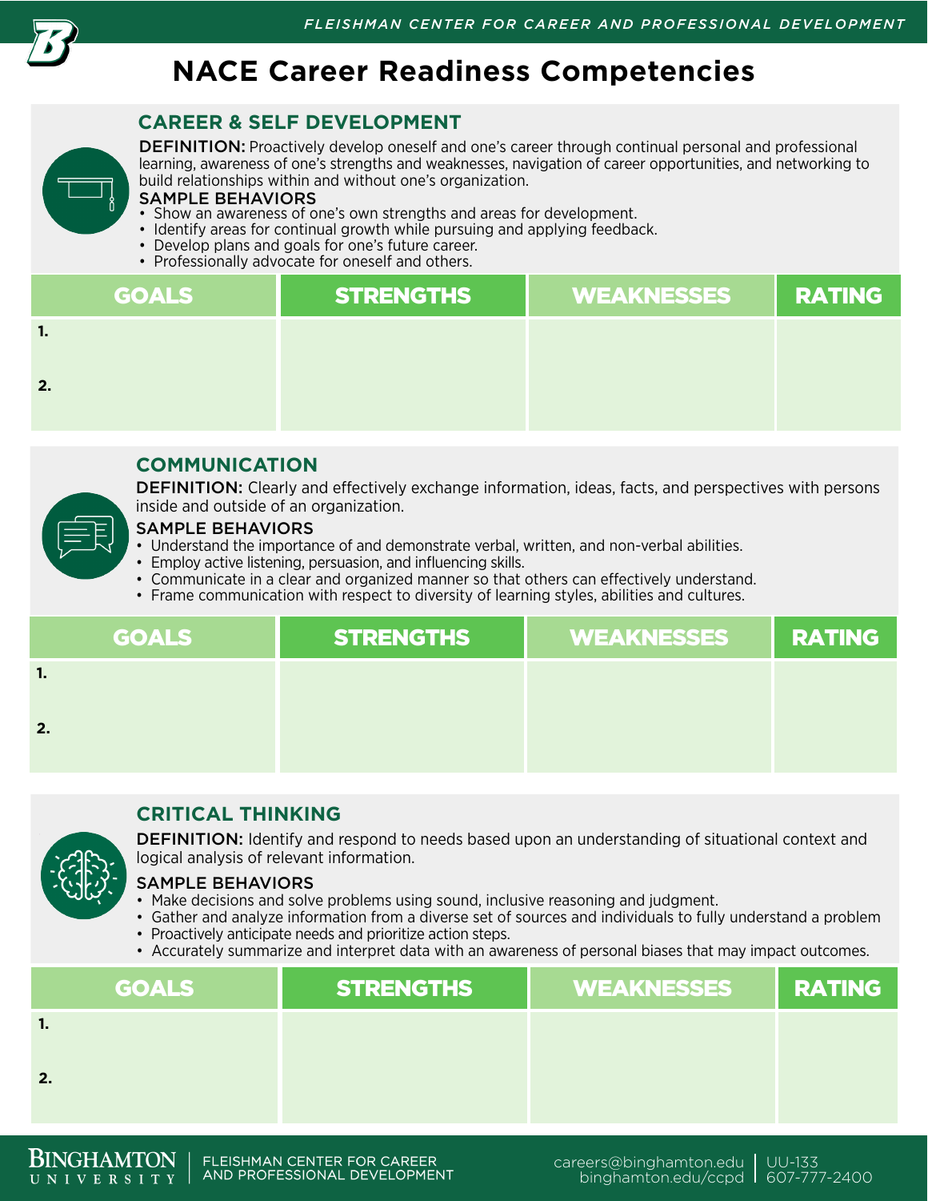# NACE Career Readiness Competencies

## CAREER & SELF DEVELOPMENT

**DEFINITION:** Proactively develop oneself and one's career through continual personal and professional learning, awareness of one's strengths and weaknesses, navigation of career opportunities, and networking to build relationships within and without one's organization.

**SAMPLE BEHAVIORS**

- Show an awareness of one's own strengths and areas for development.
- Identify areas for continual growth while pursuing and applying feedback.
- Develop plans and goals for one's future career.
- Professionally advocate for oneself and others.

| GOALS | STRENGTHS | WEAKNESSES | RATING |
| --- | --- | --- | --- |
| 1. | | | |
| 2. | | | |

## COMMUNICATION

**DEFINITION:** Clearly and effectively exchange information, ideas, facts, and perspectives with persons inside and outside of an organization.

**SAMPLE BEHAVIORS**

- Understand the importance of and demonstrate verbal, written, and non-verbal abilities.
- Employ active listening, persuasion, and influencing skills.
- Communicate in a clear and organized manner so that others can effectively understand.
- Frame communication with respect to diversity of learning styles, abilities and cultures.

| GOALS | STRENGTHS | WEAKNESSES | RATING |
| --- | --- | --- | --- |
| 1. | | | |
| 2. | | | |

## CRITICAL THINKING

**DEFINITION:** Identify and respond to needs based upon an understanding of situational context and logical analysis of relevant information.

**SAMPLE BEHAVIORS**

- Make decisions and solve problems using sound, inclusive reasoning and judgment.
- Gather and analyze information from a diverse set of sources and individuals to fully understand a problem
- Proactively anticipate needs and prioritize action steps.
- Accurately summarize and interpret data with an awareness of personal biases that may impact outcomes.

| GOALS | STRENGTHS | WEAKNESSES | RATING |
| --- | --- | --- | --- |
| 1. | | | |
| 2. | | | |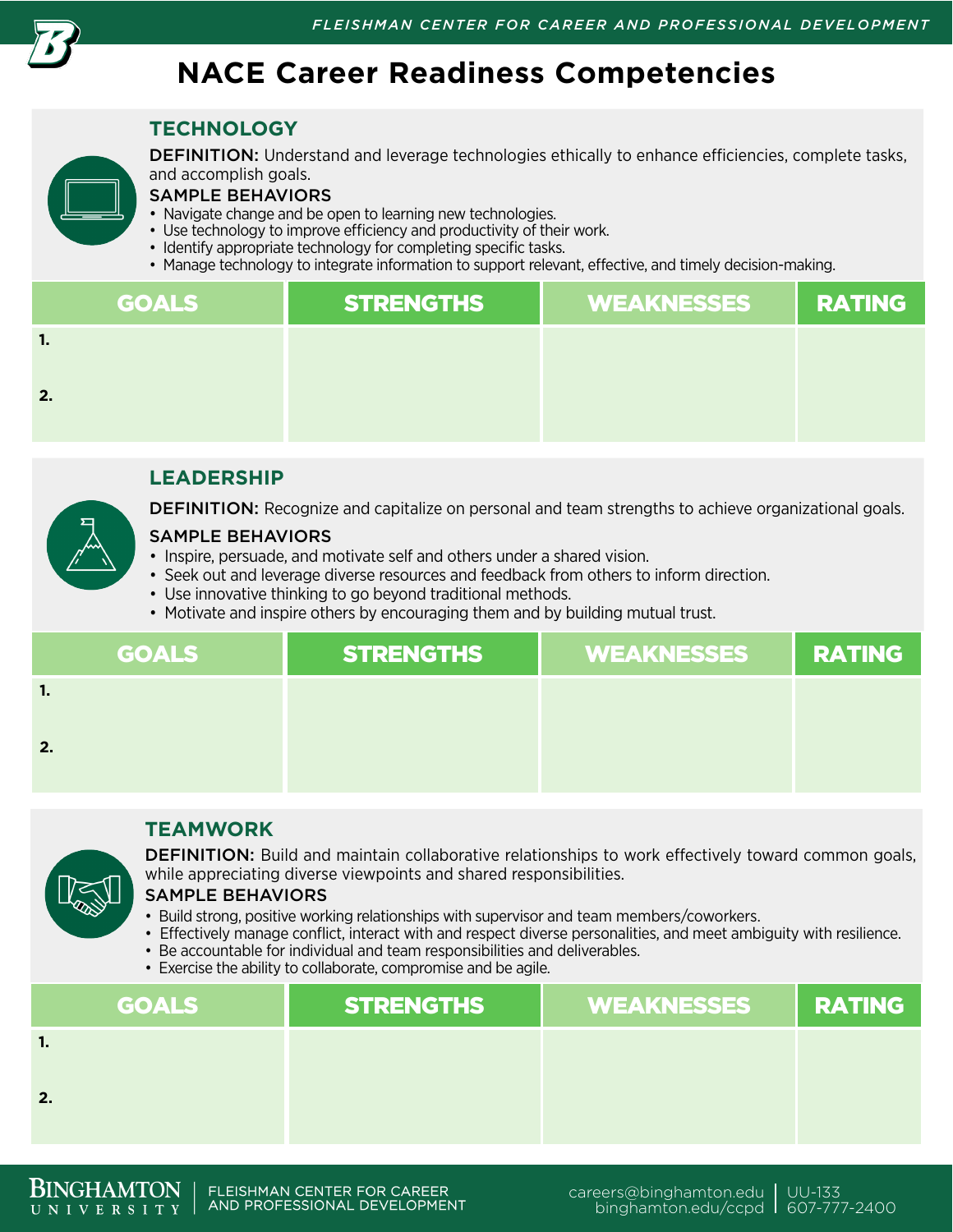# NACE Career Readiness Competencies

## TECHNOLOGY

**DEFINITION:** Understand and leverage technologies ethically to enhance efficiencies, complete tasks, and accomplish goals.

**SAMPLE BEHAVIORS**

- Navigate change and be open to learning new technologies.
- Use technology to improve efficiency and productivity of their work.
- Identify appropriate technology for completing specific tasks.
- Manage technology to integrate information to support relevant, effective, and timely decision-making.

| GOALS | STRENGTHS | WEAKNESSES | RATING |
| --- | --- | --- | --- |
| 1. | | | |
| 2. | | | |

## LEADERSHIP

**DEFINITION:** Recognize and capitalize on personal and team strengths to achieve organizational goals.

**SAMPLE BEHAVIORS**

- Inspire, persuade, and motivate self and others under a shared vision.
- Seek out and leverage diverse resources and feedback from others to inform direction.
- Use innovative thinking to go beyond traditional methods.
- Motivate and inspire others by encouraging them and by building mutual trust.

| GOALS | STRENGTHS | WEAKNESSES | RATING |
| --- | --- | --- | --- |
| 1. | | | |
| 2. | | | |

## TEAMWORK

**DEFINITION:** Build and maintain collaborative relationships to work effectively toward common goals, while appreciating diverse viewpoints and shared responsibilities.

**SAMPLE BEHAVIORS**

- Build strong, positive working relationships with supervisor and team members/coworkers.
- Effectively manage conflict, interact with and respect diverse personalities, and meet ambiguity with resilience.
- Be accountable for individual and team responsibilities and deliverables.
- Exercise the ability to collaborate, compromise and be agile.

| GOALS | STRENGTHS | WEAKNESSES | RATING |
| --- | --- | --- | --- |
| 1. | | | |
| 2. | | | |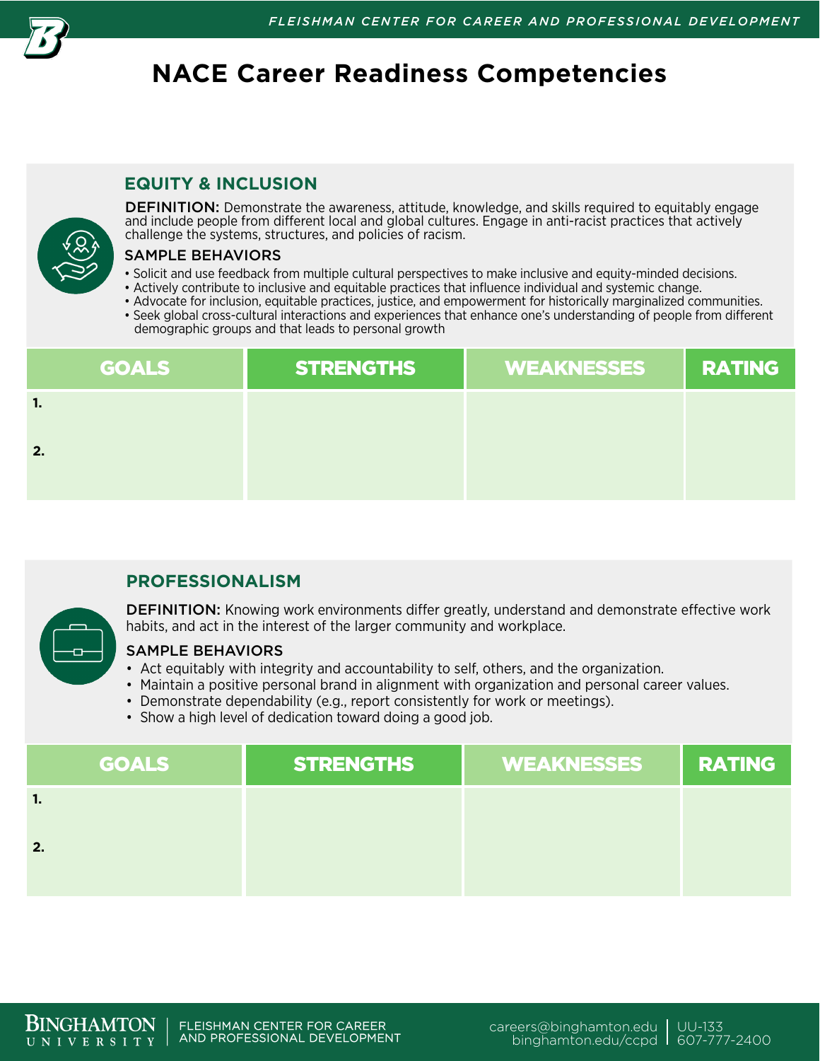# NACE Career Readiness Competencies

## EQUITY & INCLUSION

**DEFINITION:** Demonstrate the awareness, attitude, knowledge, and skills required to equitably engage and include people from different local and global cultures. Engage in anti-racist practices that actively challenge the systems, structures, and policies of racism.

### SAMPLE BEHAVIORS

- Solicit and use feedback from multiple cultural perspectives to make inclusive and equity-minded decisions.
- Actively contribute to inclusive and equitable practices that influence individual and systemic change.
- Advocate for inclusion, equitable practices, justice, and empowerment for historically marginalized communities.
- Seek global cross-cultural interactions and experiences that enhance one's understanding of people from different demographic groups and that leads to personal growth

| GOALS | STRENGTHS | WEAKNESSES | RATING |
|---|---|---|---|
| **1.** | | | |
| **2.** | | | |

## PROFESSIONALISM

**DEFINITION:** Knowing work environments differ greatly, understand and demonstrate effective work habits, and act in the interest of the larger community and workplace.

### SAMPLE BEHAVIORS

- Act equitably with integrity and accountability to self, others, and the organization.
- Maintain a positive personal brand in alignment with organization and personal career values.
- Demonstrate dependability (e.g., report consistently for work or meetings).
- Show a high level of dedication toward doing a good job.

| GOALS | STRENGTHS | WEAKNESSES | RATING |
|---|---|---|---|
| **1.** | | | |
| **2.** | | | |